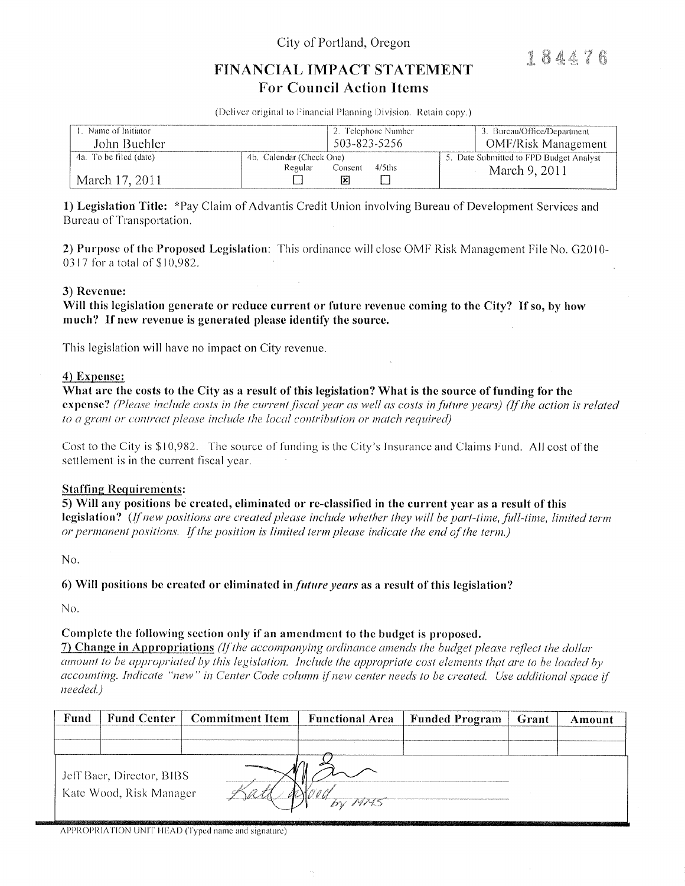City of Portland, Oregon

184476

# FINANCIAL IMPACT STATEMENT
## For Council Action Items

(Deliver original to Financial Planning Division. Retain copy.)

| 1. Name of Initiator | 2. Telephone Number | 3. Bureau/Office/Department |
|---|---|---|
| John Buehler | 503-823-5256 | OMF/Risk Management |
| 4a. To be filed (date) March 17, 2011 | 4b. Calendar (Check One) Regular ☐ Consent ☒ 4/5ths ☐ | 5. Date Submitted to FPD Budget Analyst March 9, 2011 |

**1) Legislation Title:** *Pay Claim of Advantis Credit Union involving Bureau of Development Services and Bureau of Transportation.

**2) Purpose of the Proposed Legislation:** This ordinance will close OMF Risk Management File No. G2010-0317 for a total of $10,982.

**3) Revenue:**
**Will this legislation generate or reduce current or future revenue coming to the City? If so, by how much? If new revenue is generated please identify the source.**

This legislation will have no impact on City revenue.

**4) Expense:**
**What are the costs to the City as a result of this legislation? What is the source of funding for the expense?** *(Please include costs in the current fiscal year as well as costs in future years) (If the action is related to a grant or contract please include the local contribution or match required)*

Cost to the City is $10,982. The source of funding is the City's Insurance and Claims Fund. All cost of the settlement is in the current fiscal year.

**Staffing Requirements:**
**5) Will any positions be created, eliminated or re-classified in the current year as a result of this legislation?** *(If new positions are created please include whether they will be part-time, full-time, limited term or permanent positions. If the position is limited term please indicate the end of the term.)*

No.

**6) Will positions be created or eliminated in *future years* as a result of this legislation?**

No.

**Complete the following section only if an amendment to the budget is proposed.**
**7) Change in Appropriations** *(If the accompanying ordinance amends the budget please reflect the dollar amount to be appropriated by this legislation. Include the appropriate cost elements that are to be loaded by accounting. Indicate "new" in Center Code column if new center needs to be created. Use additional space if needed.)*

| Fund | Fund Center | Commitment Item | Functional Area | Funded Program | Grant | Amount |
|---|---|---|---|---|---|---|
| | | | | | | |
| | | | | | | |

Jeff Baer, Director, BIBS
Kate Wood, Risk Manager

Kate Wood by MHS

APPROPRIATION UNIT HEAD (Typed name and signature)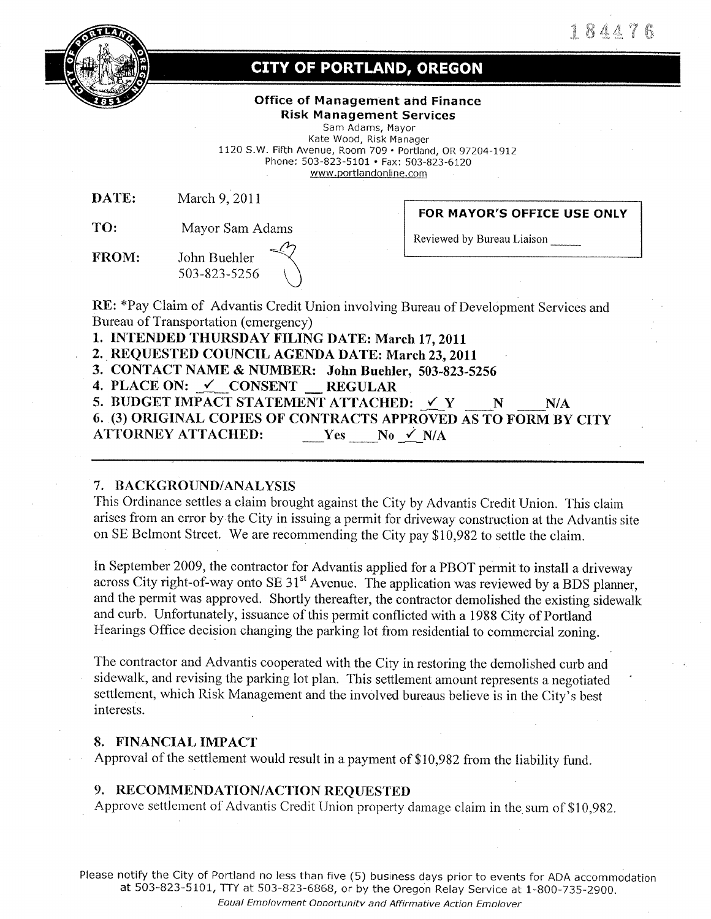184476

# CITY OF PORTLAND, OREGON

**Office of Management and Finance**
**Risk Management Services**
Sam Adams, Mayor
Kate Wood, Risk Manager
1120 S.W. Fifth Avenue, Room 709 • Portland, OR 97204-1912
Phone: 503-823-5101 • Fax: 503-823-6120
www.portlandonline.com

**DATE:** March 9, 2011

**TO:** Mayor Sam Adams

**FROM:** John Buehler
503-823-5256

**FOR MAYOR'S OFFICE USE ONLY**

Reviewed by Bureau Liaison _____

**RE:** *Pay Claim of Advantis Credit Union involving Bureau of Development Services and Bureau of Transportation (emergency)

1. **INTENDED THURSDAY FILING DATE: March 17, 2011**
2. **REQUESTED COUNCIL AGENDA DATE: March 23, 2011**
3. **CONTACT NAME & NUMBER: John Buehler, 503-823-5256**
4. **PLACE ON: _✓_ CONSENT __ REGULAR**
5. **BUDGET IMPACT STATEMENT ATTACHED: _✓_ Y ___ N ___ N/A**
6. **(3) ORIGINAL COPIES OF CONTRACTS APPROVED AS TO FORM BY CITY ATTORNEY ATTACHED: ___ Yes ___ No _✓_ N/A**

## 7. BACKGROUND/ANALYSIS

This Ordinance settles a claim brought against the City by Advantis Credit Union. This claim arises from an error by the City in issuing a permit for driveway construction at the Advantis site on SE Belmont Street. We are recommending the City pay $10,982 to settle the claim.

In September 2009, the contractor for Advantis applied for a PBOT permit to install a driveway across City right-of-way onto SE 31st Avenue. The application was reviewed by a BDS planner, and the permit was approved. Shortly thereafter, the contractor demolished the existing sidewalk and curb. Unfortunately, issuance of this permit conflicted with a 1988 City of Portland Hearings Office decision changing the parking lot from residential to commercial zoning.

The contractor and Advantis cooperated with the City in restoring the demolished curb and sidewalk, and revising the parking lot plan. This settlement amount represents a negotiated settlement, which Risk Management and the involved bureaus believe is in the City's best interests.

## 8. FINANCIAL IMPACT

Approval of the settlement would result in a payment of $10,982 from the liability fund.

## 9. RECOMMENDATION/ACTION REQUESTED

Approve settlement of Advantis Credit Union property damage claim in the sum of $10,982.

Please notify the City of Portland no less than five (5) business days prior to events for ADA accommodation at 503-823-5101, TTY at 503-823-6868, or by the Oregon Relay Service at 1-800-735-2900.

*Equal Employment Opportunity and Affirmative Action Employer*